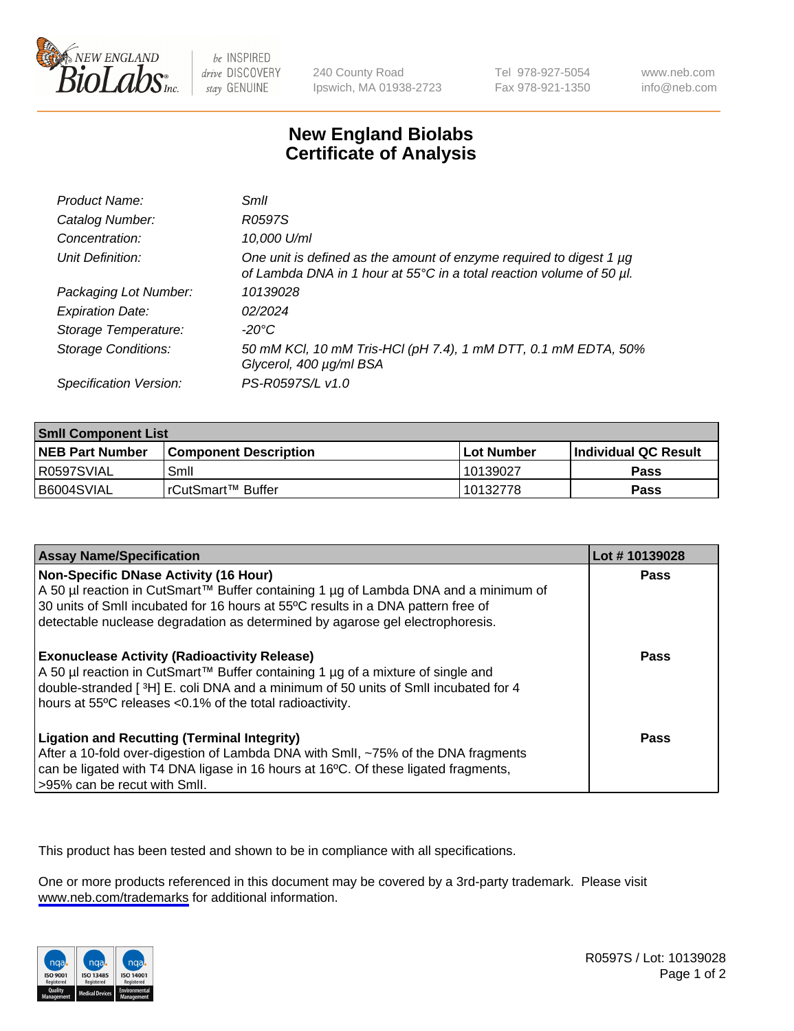240 County Road
Ipswich, MA 01938-2723

Tel 978-927-5054
Fax 978-921-1350

www.neb.com
info@neb.com

# New England Biolabs
# Certificate of Analysis

| | |
|---|---|
| *Product Name:* | *SmlI* |
| *Catalog Number:* | *R0597S* |
| *Concentration:* | *10,000 U/ml* |
| *Unit Definition:* | *One unit is defined as the amount of enzyme required to digest 1 µg of Lambda DNA in 1 hour at 55°C in a total reaction volume of 50 µl.* |
| *Packaging Lot Number:* | *10139028* |
| *Expiration Date:* | *02/2024* |
| *Storage Temperature:* | *-20°C* |
| *Storage Conditions:* | *50 mM KCl, 10 mM Tris-HCl (pH 7.4), 1 mM DTT, 0.1 mM EDTA, 50% Glycerol, 400 µg/ml BSA* |
| *Specification Version:* | *PS-R0597S/L v1.0* |

| **SmlI Component List** | | | |
|---|---|---|---|
| **NEB Part Number** | **Component Description** | **Lot Number** | **Individual QC Result** |
| R0597SVIAL | SmlI | 10139027 | **Pass** |
| B6004SVIAL | rCutSmart™ Buffer | 10132778 | **Pass** |

| **Assay Name/Specification** | **Lot # 10139028** |
|---|---|
| **Non-Specific DNase Activity (16 Hour)**<br>A 50 µl reaction in CutSmart™ Buffer containing 1 µg of Lambda DNA and a minimum of 30 units of SmlI incubated for 16 hours at 55ºC results in a DNA pattern free of detectable nuclease degradation as determined by agarose gel electrophoresis. | **Pass** |
| **Exonuclease Activity (Radioactivity Release)**<br>A 50 µl reaction in CutSmart™ Buffer containing 1 µg of a mixture of single and double-stranded [ $^{3}$H] E. coli DNA and a minimum of 50 units of SmlI incubated for 4 hours at 55ºC releases <0.1% of the total radioactivity. | **Pass** |
| **Ligation and Recutting (Terminal Integrity)**<br>After a 10-fold over-digestion of Lambda DNA with SmlI, ~75% of the DNA fragments can be ligated with T4 DNA ligase in 16 hours at 16ºC. Of these ligated fragments, >95% can be recut with SmlI. | **Pass** |

This product has been tested and shown to be in compliance with all specifications.

One or more products referenced in this document may be covered by a 3rd-party trademark. Please visit www.neb.com/trademarks for additional information.

R0597S / Lot: 10139028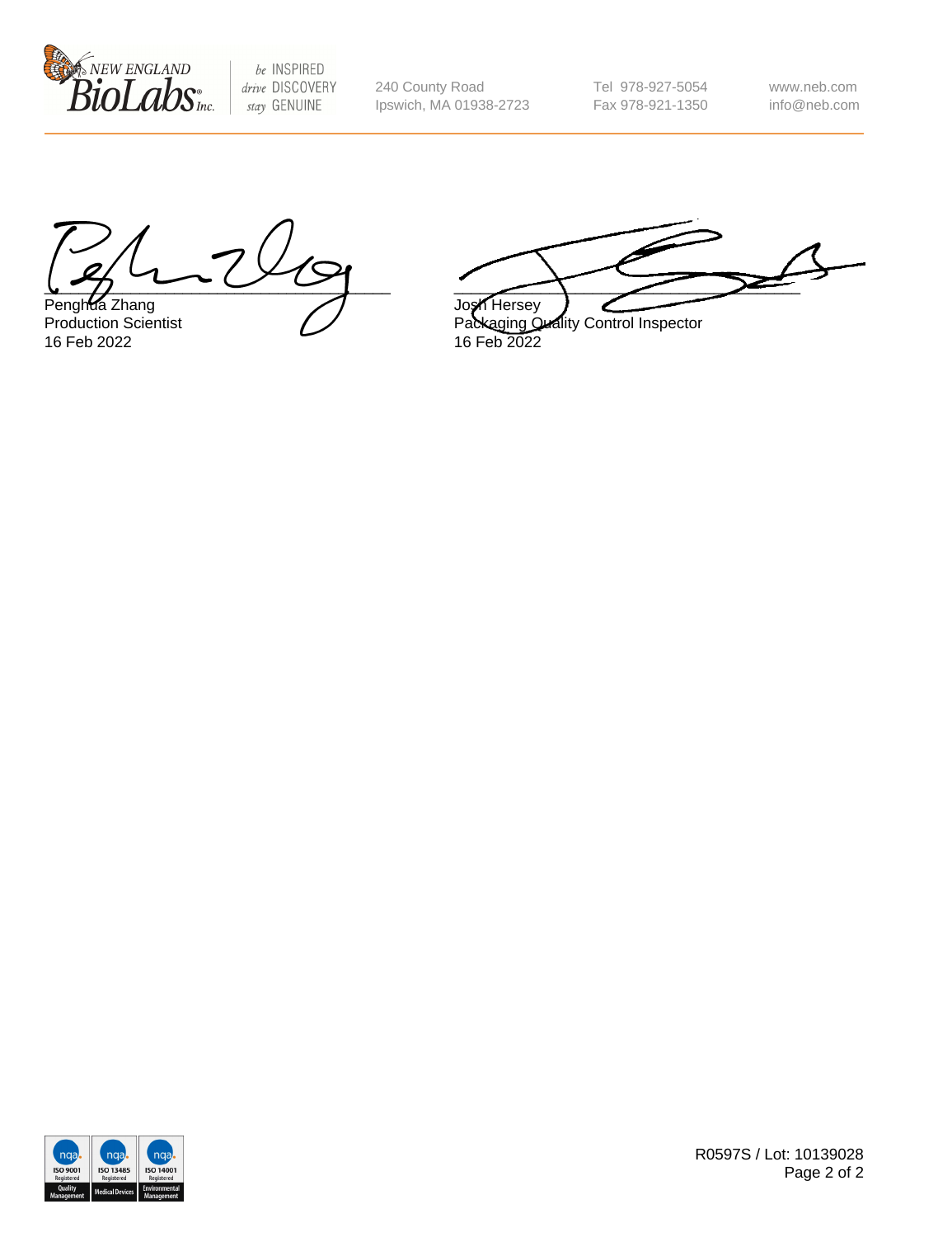NEW ENGLAND BioLabs Inc.

be INSPIRED
drive DISCOVERY
stay GENUINE

240 County Road
Ipswich, MA 01938-2723

Tel 978-927-5054
Fax 978-921-1350

www.neb.com
info@neb.com

Penghua Zhang
Production Scientist
16 Feb 2022

Josh Hersey
Packaging Quality Control Inspector
16 Feb 2022

ISO 9001 Registered Quality Management | ISO 13485 Registered Medical Devices | ISO 14001 Registered Environmental Management

R0597S / Lot: 10139028